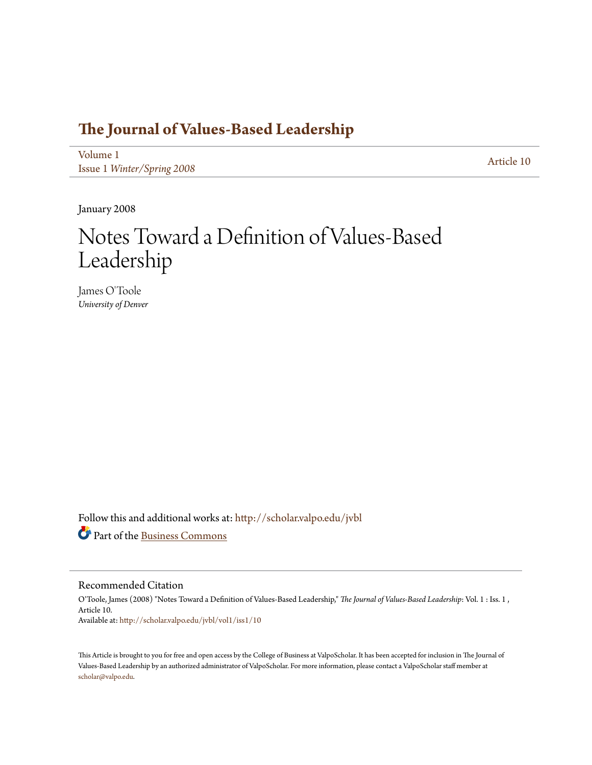# The Journal of Values-Based Leadership

Volume 1
Issue 1 *Winter/Spring 2008*

Article 10

January 2008

# Notes Toward a Definition of Values-Based Leadership

James O'Toole
*University of Denver*

Follow this and additional works at: http://scholar.valpo.edu/jvbl

Part of the Business Commons

## Recommended Citation

O'Toole, James (2008) "Notes Toward a Definition of Values-Based Leadership," *The Journal of Values-Based Leadership*: Vol. 1 : Iss. 1 , Article 10.
Available at: http://scholar.valpo.edu/jvbl/vol1/iss1/10

This Article is brought to you for free and open access by the College of Business at ValpoScholar. It has been accepted for inclusion in The Journal of Values-Based Leadership by an authorized administrator of ValpoScholar. For more information, please contact a ValpoScholar staff member at scholar@valpo.edu.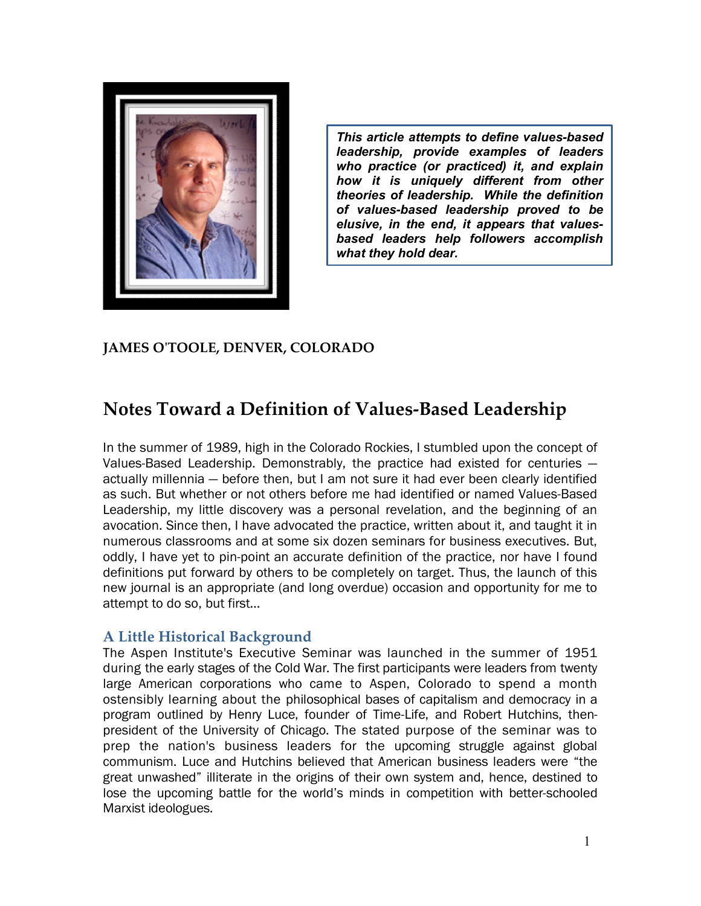*This article attempts to define values-based leadership, provide examples of leaders who practice (or practiced) it, and explain how it is uniquely different from other theories of leadership. While the definition of values-based leadership proved to be elusive, in the end, it appears that values-based leaders help followers accomplish what they hold dear.*

**JAMES O'TOOLE, DENVER, COLORADO**

# Notes Toward a Definition of Values-Based Leadership

In the summer of 1989, high in the Colorado Rockies, I stumbled upon the concept of Values-Based Leadership. Demonstrably, the practice had existed for centuries — actually millennia — before then, but I am not sure it had ever been clearly identified as such. But whether or not others before me had identified or named Values-Based Leadership, my little discovery was a personal revelation, and the beginning of an avocation. Since then, I have advocated the practice, written about it, and taught it in numerous classrooms and at some six dozen seminars for business executives. But, oddly, I have yet to pin-point an accurate definition of the practice, nor have I found definitions put forward by others to be completely on target. Thus, the launch of this new journal is an appropriate (and long overdue) occasion and opportunity for me to attempt to do so, but first...

## A Little Historical Background

The Aspen Institute's Executive Seminar was launched in the summer of 1951 during the early stages of the Cold War. The first participants were leaders from twenty large American corporations who came to Aspen, Colorado to spend a month ostensibly learning about the philosophical bases of capitalism and democracy in a program outlined by Henry Luce, founder of Time-Life, and Robert Hutchins, then-president of the University of Chicago. The stated purpose of the seminar was to prep the nation's business leaders for the upcoming struggle against global communism. Luce and Hutchins believed that American business leaders were "the great unwashed" illiterate in the origins of their own system and, hence, destined to lose the upcoming battle for the world's minds in competition with better-schooled Marxist ideologues.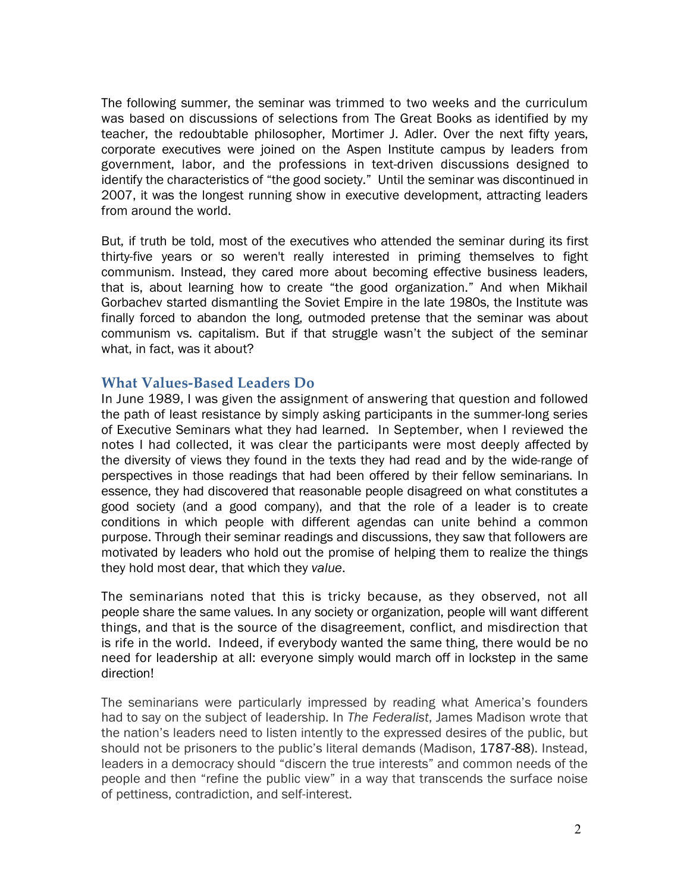The following summer, the seminar was trimmed to two weeks and the curriculum was based on discussions of selections from The Great Books as identified by my teacher, the redoubtable philosopher, Mortimer J. Adler. Over the next fifty years, corporate executives were joined on the Aspen Institute campus by leaders from government, labor, and the professions in text-driven discussions designed to identify the characteristics of "the good society." Until the seminar was discontinued in 2007, it was the longest running show in executive development, attracting leaders from around the world.

But, if truth be told, most of the executives who attended the seminar during its first thirty-five years or so weren't really interested in priming themselves to fight communism. Instead, they cared more about becoming effective business leaders, that is, about learning how to create "the good organization." And when Mikhail Gorbachev started dismantling the Soviet Empire in the late 1980s, the Institute was finally forced to abandon the long, outmoded pretense that the seminar was about communism vs. capitalism. But if that struggle wasn't the subject of the seminar what, in fact, was it about?

## What Values-Based Leaders Do

In June 1989, I was given the assignment of answering that question and followed the path of least resistance by simply asking participants in the summer-long series of Executive Seminars what they had learned. In September, when I reviewed the notes I had collected, it was clear the participants were most deeply affected by the diversity of views they found in the texts they had read and by the wide-range of perspectives in those readings that had been offered by their fellow seminarians. In essence, they had discovered that reasonable people disagreed on what constitutes a good society (and a good company), and that the role of a leader is to create conditions in which people with different agendas can unite behind a common purpose. Through their seminar readings and discussions, they saw that followers are motivated by leaders who hold out the promise of helping them to realize the things they hold most dear, that which they *value*.

The seminarians noted that this is tricky because, as they observed, not all people share the same values. In any society or organization, people will want different things, and that is the source of the disagreement, conflict, and misdirection that is rife in the world. Indeed, if everybody wanted the same thing, there would be no need for leadership at all: everyone simply would march off in lockstep in the same direction!

The seminarians were particularly impressed by reading what America's founders had to say on the subject of leadership. In *The Federalist*, James Madison wrote that the nation's leaders need to listen intently to the expressed desires of the public, but should not be prisoners to the public's literal demands (Madison, 1787-88). Instead, leaders in a democracy should "discern the true interests" and common needs of the people and then "refine the public view" in a way that transcends the surface noise of pettiness, contradiction, and self-interest.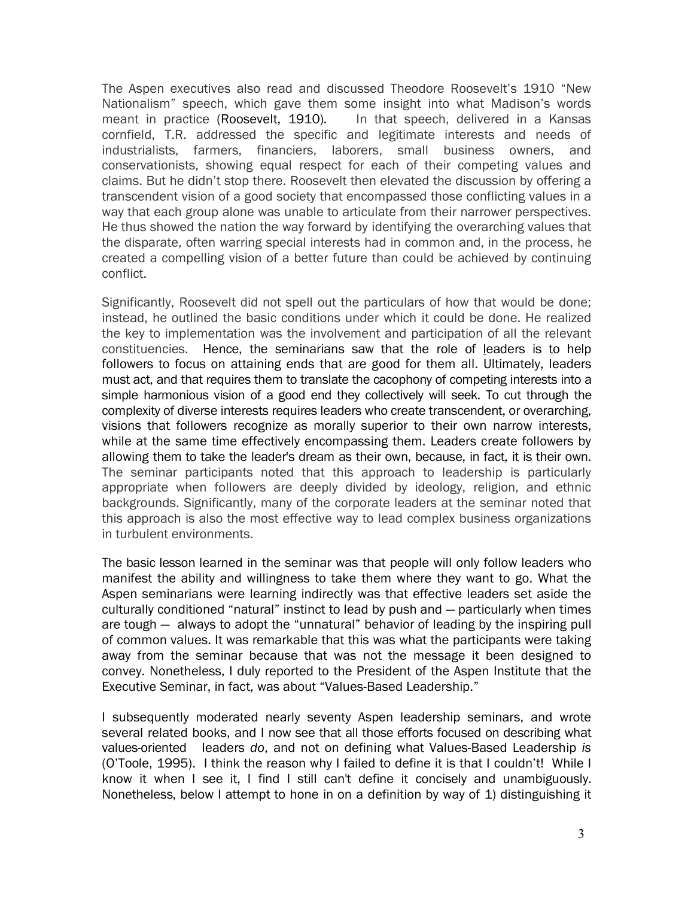The Aspen executives also read and discussed Theodore Roosevelt's 1910 "New Nationalism" speech, which gave them some insight into what Madison's words meant in practice (Roosevelt, 1910). In that speech, delivered in a Kansas cornfield, T.R. addressed the specific and legitimate interests and needs of industrialists, farmers, financiers, laborers, small business owners, and conservationists, showing equal respect for each of their competing values and claims. But he didn't stop there. Roosevelt then elevated the discussion by offering a transcendent vision of a good society that encompassed those conflicting values in a way that each group alone was unable to articulate from their narrower perspectives. He thus showed the nation the way forward by identifying the overarching values that the disparate, often warring special interests had in common and, in the process, he created a compelling vision of a better future than could be achieved by continuing conflict.

Significantly, Roosevelt did not spell out the particulars of how that would be done; instead, he outlined the basic conditions under which it could be done. He realized the key to implementation was the involvement and participation of all the relevant constituencies. Hence, the seminarians saw that the role of leaders is to help followers to focus on attaining ends that are good for them all. Ultimately, leaders must act, and that requires them to translate the cacophony of competing interests into a simple harmonious vision of a good end they collectively will seek. To cut through the complexity of diverse interests requires leaders who create transcendent, or overarching, visions that followers recognize as morally superior to their own narrow interests, while at the same time effectively encompassing them. Leaders create followers by allowing them to take the leader's dream as their own, because, in fact, it is their own. The seminar participants noted that this approach to leadership is particularly appropriate when followers are deeply divided by ideology, religion, and ethnic backgrounds. Significantly, many of the corporate leaders at the seminar noted that this approach is also the most effective way to lead complex business organizations in turbulent environments.

The basic lesson learned in the seminar was that people will only follow leaders who manifest the ability and willingness to take them where they want to go. What the Aspen seminarians were learning indirectly was that effective leaders set aside the culturally conditioned "natural" instinct to lead by push and — particularly when times are tough — always to adopt the "unnatural" behavior of leading by the inspiring pull of common values. It was remarkable that this was what the participants were taking away from the seminar because that was not the message it been designed to convey. Nonetheless, I duly reported to the President of the Aspen Institute that the Executive Seminar, in fact, was about "Values-Based Leadership."

I subsequently moderated nearly seventy Aspen leadership seminars, and wrote several related books, and I now see that all those efforts focused on describing what values-oriented leaders *do*, and not on defining what Values-Based Leadership *is* (O'Toole, 1995). I think the reason why I failed to define it is that I couldn't! While I know it when I see it, I find I still can't define it concisely and unambiguously. Nonetheless, below I attempt to hone in on a definition by way of 1) distinguishing it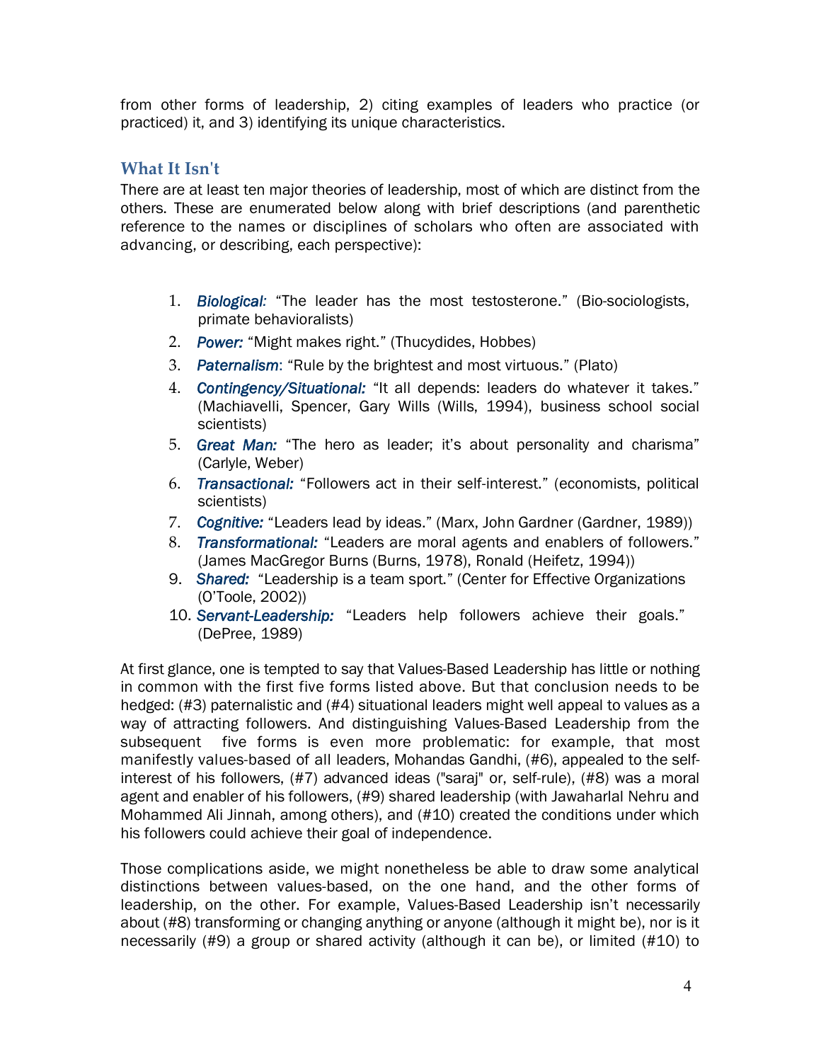from other forms of leadership, 2) citing examples of leaders who practice (or practiced) it, and 3) identifying its unique characteristics.

## What It Isn't

There are at least ten major theories of leadership, most of which are distinct from the others. These are enumerated below along with brief descriptions (and parenthetic reference to the names or disciplines of scholars who often are associated with advancing, or describing, each perspective):

1. ***Biological:*** "The leader has the most testosterone." (Bio-sociologists, primate behavioralists)
2. ***Power:*** "Might makes right." (Thucydides, Hobbes)
3. ***Paternalism***: "Rule by the brightest and most virtuous." (Plato)
4. ***Contingency/Situational:*** "It all depends: leaders do whatever it takes." (Machiavelli, Spencer, Gary Wills (Wills, 1994), business school social scientists)
5. ***Great Man:*** "The hero as leader; it's about personality and charisma" (Carlyle, Weber)
6. ***Transactional:*** "Followers act in their self-interest." (economists, political scientists)
7. ***Cognitive:*** "Leaders lead by ideas." (Marx, John Gardner (Gardner, 1989))
8. ***Transformational:*** "Leaders are moral agents and enablers of followers." (James MacGregor Burns (Burns, 1978), Ronald (Heifetz, 1994))
9. ***Shared:*** "Leadership is a team sport." (Center for Effective Organizations (O'Toole, 2002))
10. ***Servant-Leadership:*** "Leaders help followers achieve their goals." (DePree, 1989)

At first glance, one is tempted to say that Values-Based Leadership has little or nothing in common with the first five forms listed above. But that conclusion needs to be hedged: (#3) paternalistic and (#4) situational leaders might well appeal to values as a way of attracting followers. And distinguishing Values-Based Leadership from the subsequent five forms is even more problematic: for example, that most manifestly values-based of all leaders, Mohandas Gandhi, (#6), appealed to the self-interest of his followers, (#7) advanced ideas ("saraj" or, self-rule), (#8) was a moral agent and enabler of his followers, (#9) shared leadership (with Jawaharlal Nehru and Mohammed Ali Jinnah, among others), and (#10) created the conditions under which his followers could achieve their goal of independence.

Those complications aside, we might nonetheless be able to draw some analytical distinctions between values-based, on the one hand, and the other forms of leadership, on the other. For example, Values-Based Leadership isn't necessarily about (#8) transforming or changing anything or anyone (although it might be), nor is it necessarily (#9) a group or shared activity (although it can be), or limited (#10) to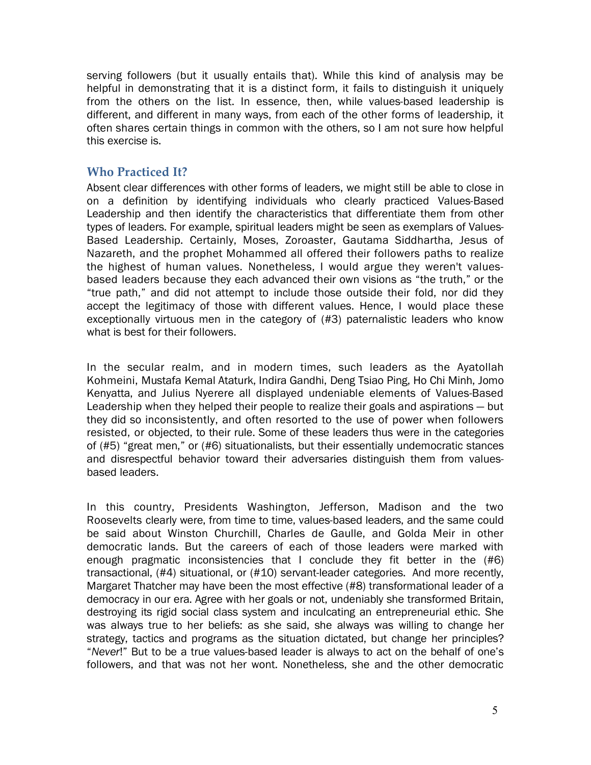serving followers (but it usually entails that). While this kind of analysis may be helpful in demonstrating that it is a distinct form, it fails to distinguish it uniquely from the others on the list. In essence, then, while values-based leadership is different, and different in many ways, from each of the other forms of leadership, it often shares certain things in common with the others, so I am not sure how helpful this exercise is.

## Who Practiced It?

Absent clear differences with other forms of leaders, we might still be able to close in on a definition by identifying individuals who clearly practiced Values-Based Leadership and then identify the characteristics that differentiate them from other types of leaders. For example, spiritual leaders might be seen as exemplars of Values-Based Leadership. Certainly, Moses, Zoroaster, Gautama Siddhartha, Jesus of Nazareth, and the prophet Mohammed all offered their followers paths to realize the highest of human values. Nonetheless, I would argue they weren't values-based leaders because they each advanced their own visions as "the truth," or the "true path," and did not attempt to include those outside their fold, nor did they accept the legitimacy of those with different values. Hence, I would place these exceptionally virtuous men in the category of (#3) paternalistic leaders who know what is best for their followers.

In the secular realm, and in modern times, such leaders as the Ayatollah Kohmeini, Mustafa Kemal Ataturk, Indira Gandhi, Deng Tsiao Ping, Ho Chi Minh, Jomo Kenyatta, and Julius Nyerere all displayed undeniable elements of Values-Based Leadership when they helped their people to realize their goals and aspirations — but they did so inconsistently, and often resorted to the use of power when followers resisted, or objected, to their rule. Some of these leaders thus were in the categories of (#5) "great men," or (#6) situationalists, but their essentially undemocratic stances and disrespectful behavior toward their adversaries distinguish them from values-based leaders.

In this country, Presidents Washington, Jefferson, Madison and the two Roosevelts clearly were, from time to time, values-based leaders, and the same could be said about Winston Churchill, Charles de Gaulle, and Golda Meir in other democratic lands. But the careers of each of those leaders were marked with enough pragmatic inconsistencies that I conclude they fit better in the (#6) transactional, (#4) situational, or (#10) servant-leader categories. And more recently, Margaret Thatcher may have been the most effective (#8) transformational leader of a democracy in our era. Agree with her goals or not, undeniably she transformed Britain, destroying its rigid social class system and inculcating an entrepreneurial ethic. She was always true to her beliefs: as she said, she always was willing to change her strategy, tactics and programs as the situation dictated, but change her principles? "*Never!*" But to be a true values-based leader is always to act on the behalf of one's followers, and that was not her wont. Nonetheless, she and the other democratic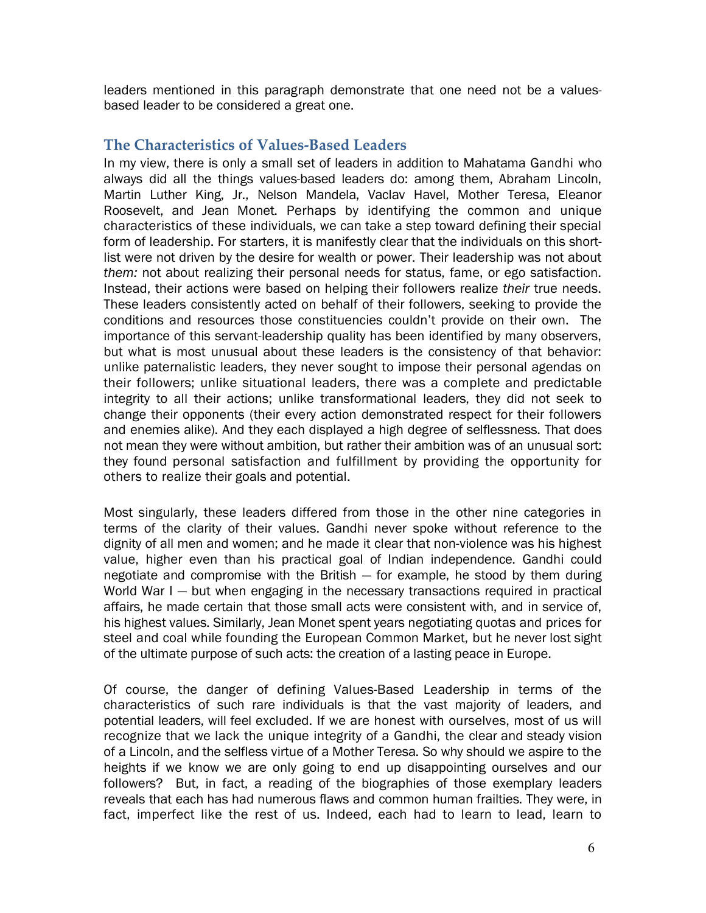leaders mentioned in this paragraph demonstrate that one need not be a values-based leader to be considered a great one.

## The Characteristics of Values-Based Leaders

In my view, there is only a small set of leaders in addition to Mahatama Gandhi who always did all the things values-based leaders do: among them, Abraham Lincoln, Martin Luther King, Jr., Nelson Mandela, Vaclav Havel, Mother Teresa, Eleanor Roosevelt, and Jean Monet. Perhaps by identifying the common and unique characteristics of these individuals, we can take a step toward defining their special form of leadership. For starters, it is manifestly clear that the individuals on this short-list were not driven by the desire for wealth or power. Their leadership was not about *them:* not about realizing their personal needs for status, fame, or ego satisfaction. Instead, their actions were based on helping their followers realize *their* true needs. These leaders consistently acted on behalf of their followers, seeking to provide the conditions and resources those constituencies couldn't provide on their own. The importance of this servant-leadership quality has been identified by many observers, but what is most unusual about these leaders is the consistency of that behavior: unlike paternalistic leaders, they never sought to impose their personal agendas on their followers; unlike situational leaders, there was a complete and predictable integrity to all their actions; unlike transformational leaders, they did not seek to change their opponents (their every action demonstrated respect for their followers and enemies alike). And they each displayed a high degree of selflessness. That does not mean they were without ambition, but rather their ambition was of an unusual sort: they found personal satisfaction and fulfillment by providing the opportunity for others to realize their goals and potential.

Most singularly, these leaders differed from those in the other nine categories in terms of the clarity of their values. Gandhi never spoke without reference to the dignity of all men and women; and he made it clear that non-violence was his highest value, higher even than his practical goal of Indian independence. Gandhi could negotiate and compromise with the British — for example, he stood by them during World War I — but when engaging in the necessary transactions required in practical affairs, he made certain that those small acts were consistent with, and in service of, his highest values. Similarly, Jean Monet spent years negotiating quotas and prices for steel and coal while founding the European Common Market, but he never lost sight of the ultimate purpose of such acts: the creation of a lasting peace in Europe.

Of course, the danger of defining Values-Based Leadership in terms of the characteristics of such rare individuals is that the vast majority of leaders, and potential leaders, will feel excluded. If we are honest with ourselves, most of us will recognize that we lack the unique integrity of a Gandhi, the clear and steady vision of a Lincoln, and the selfless virtue of a Mother Teresa. So why should we aspire to the heights if we know we are only going to end up disappointing ourselves and our followers? But, in fact, a reading of the biographies of those exemplary leaders reveals that each has had numerous flaws and common human frailties. They were, in fact, imperfect like the rest of us. Indeed, each had to learn to lead, learn to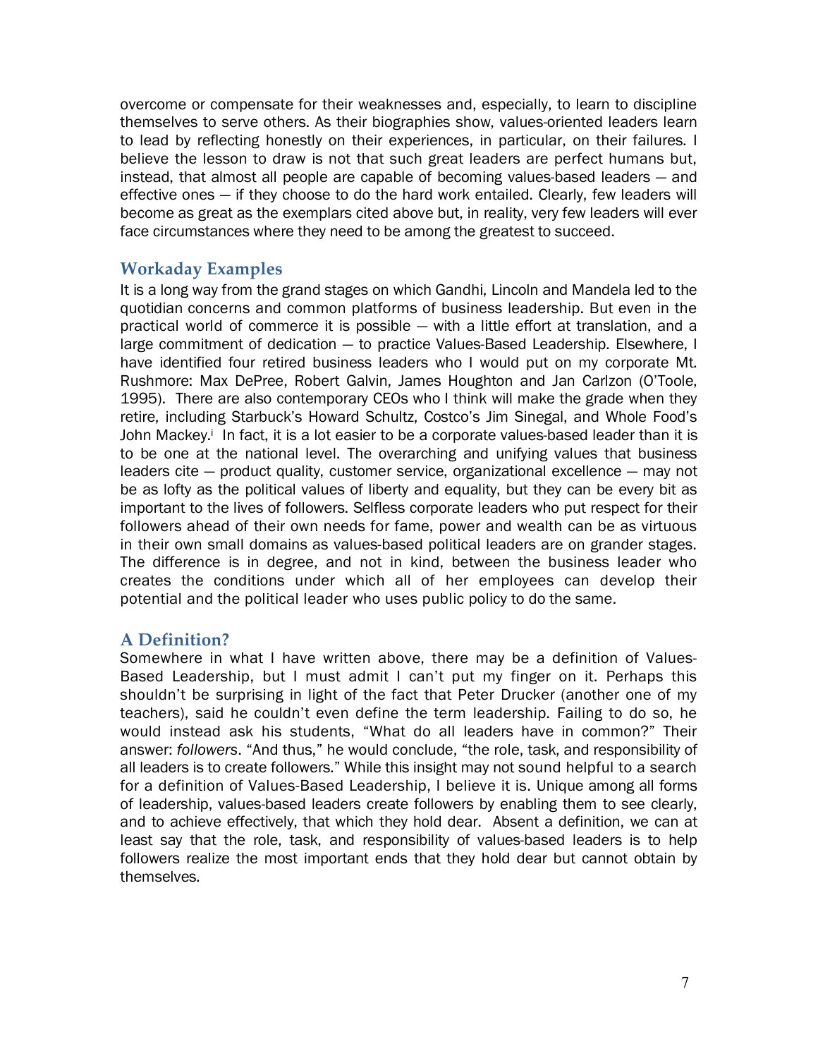overcome or compensate for their weaknesses and, especially, to learn to discipline themselves to serve others. As their biographies show, values-oriented leaders learn to lead by reflecting honestly on their experiences, in particular, on their failures. I believe the lesson to draw is not that such great leaders are perfect humans but, instead, that almost all people are capable of becoming values-based leaders — and effective ones — if they choose to do the hard work entailed. Clearly, few leaders will become as great as the exemplars cited above but, in reality, very few leaders will ever face circumstances where they need to be among the greatest to succeed.

## Workaday Examples

It is a long way from the grand stages on which Gandhi, Lincoln and Mandela led to the quotidian concerns and common platforms of business leadership. But even in the practical world of commerce it is possible — with a little effort at translation, and a large commitment of dedication — to practice Values-Based Leadership. Elsewhere, I have identified four retired business leaders who I would put on my corporate Mt. Rushmore: Max DePree, Robert Galvin, James Houghton and Jan Carlzon (O'Toole, 1995). There are also contemporary CEOs who I think will make the grade when they retire, including Starbuck's Howard Schultz, Costco's Jim Sinegal, and Whole Food's John Mackey.[i] In fact, it is a lot easier to be a corporate values-based leader than it is to be one at the national level. The overarching and unifying values that business leaders cite — product quality, customer service, organizational excellence — may not be as lofty as the political values of liberty and equality, but they can be every bit as important to the lives of followers. Selfless corporate leaders who put respect for their followers ahead of their own needs for fame, power and wealth can be as virtuous in their own small domains as values-based political leaders are on grander stages. The difference is in degree, and not in kind, between the business leader who creates the conditions under which all of her employees can develop their potential and the political leader who uses public policy to do the same.

## A Definition?

Somewhere in what I have written above, there may be a definition of Values-Based Leadership, but I must admit I can't put my finger on it. Perhaps this shouldn't be surprising in light of the fact that Peter Drucker (another one of my teachers), said he couldn't even define the term leadership. Failing to do so, he would instead ask his students, "What do all leaders have in common?" Their answer: *followers*. "And thus," he would conclude, "the role, task, and responsibility of all leaders is to create followers." While this insight may not sound helpful to a search for a definition of Values-Based Leadership, I believe it is. Unique among all forms of leadership, values-based leaders create followers by enabling them to see clearly, and to achieve effectively, that which they hold dear. Absent a definition, we can at least say that the role, task, and responsibility of values-based leaders is to help followers realize the most important ends that they hold dear but cannot obtain by themselves.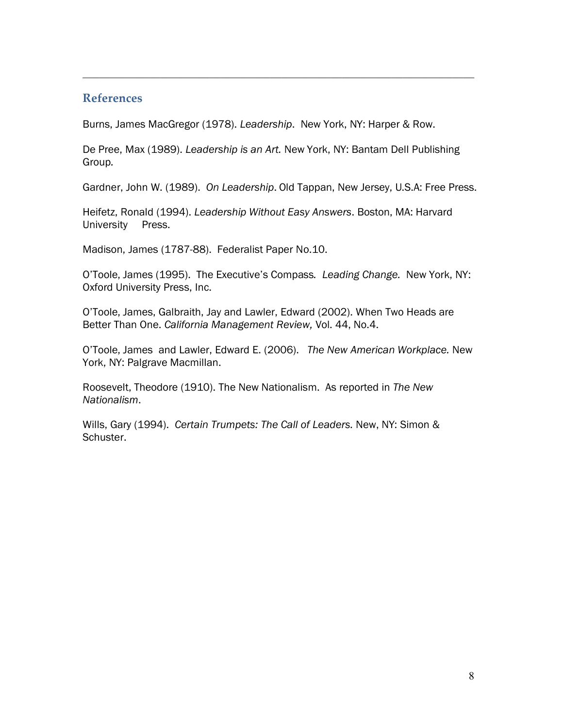## References

Burns, James MacGregor (1978). *Leadership*. New York, NY: Harper & Row.

De Pree, Max (1989). *Leadership is an Art.* New York, NY: Bantam Dell Publishing Group.

Gardner, John W. (1989). *On Leadership*. Old Tappan, New Jersey, U.S.A: Free Press.

Heifetz, Ronald (1994). *Leadership Without Easy Answers*. Boston, MA: Harvard University Press.

Madison, James (1787-88). Federalist Paper No.10.

O'Toole, James (1995). The Executive's Compass. *Leading Change.* New York, NY: Oxford University Press, Inc.

O'Toole, James, Galbraith, Jay and Lawler, Edward (2002). When Two Heads are Better Than One. *California Management Review,* Vol. 44, No.4.

O'Toole, James and Lawler, Edward E. (2006). *The New American Workplace.* New York, NY: Palgrave Macmillan.

Roosevelt, Theodore (1910). The New Nationalism. As reported in *The New Nationalism*.

Wills, Gary (1994). *Certain Trumpets: The Call of Leaders.* New, NY: Simon & Schuster.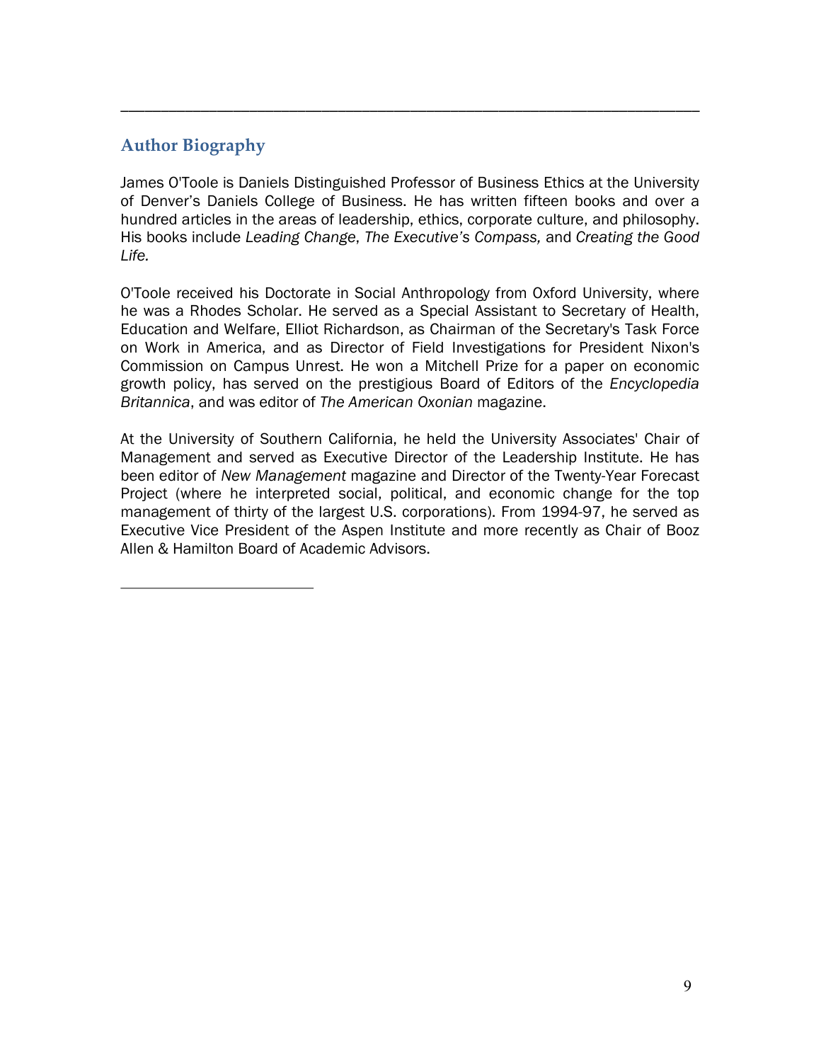## Author Biography

James O'Toole is Daniels Distinguished Professor of Business Ethics at the University of Denver's Daniels College of Business. He has written fifteen books and over a hundred articles in the areas of leadership, ethics, corporate culture, and philosophy. His books include *Leading Change*, *The Executive's Compass,* and *Creating the Good Life.*

O'Toole received his Doctorate in Social Anthropology from Oxford University, where he was a Rhodes Scholar. He served as a Special Assistant to Secretary of Health, Education and Welfare, Elliot Richardson, as Chairman of the Secretary's Task Force on Work in America, and as Director of Field Investigations for President Nixon's Commission on Campus Unrest. He won a Mitchell Prize for a paper on economic growth policy, has served on the prestigious Board of Editors of the *Encyclopedia Britannica*, and was editor of *The American Oxonian* magazine.

At the University of Southern California, he held the University Associates' Chair of Management and served as Executive Director of the Leadership Institute. He has been editor of *New Management* magazine and Director of the Twenty-Year Forecast Project (where he interpreted social, political, and economic change for the top management of thirty of the largest U.S. corporations). From 1994-97, he served as Executive Vice President of the Aspen Institute and more recently as Chair of Booz Allen & Hamilton Board of Academic Advisors.